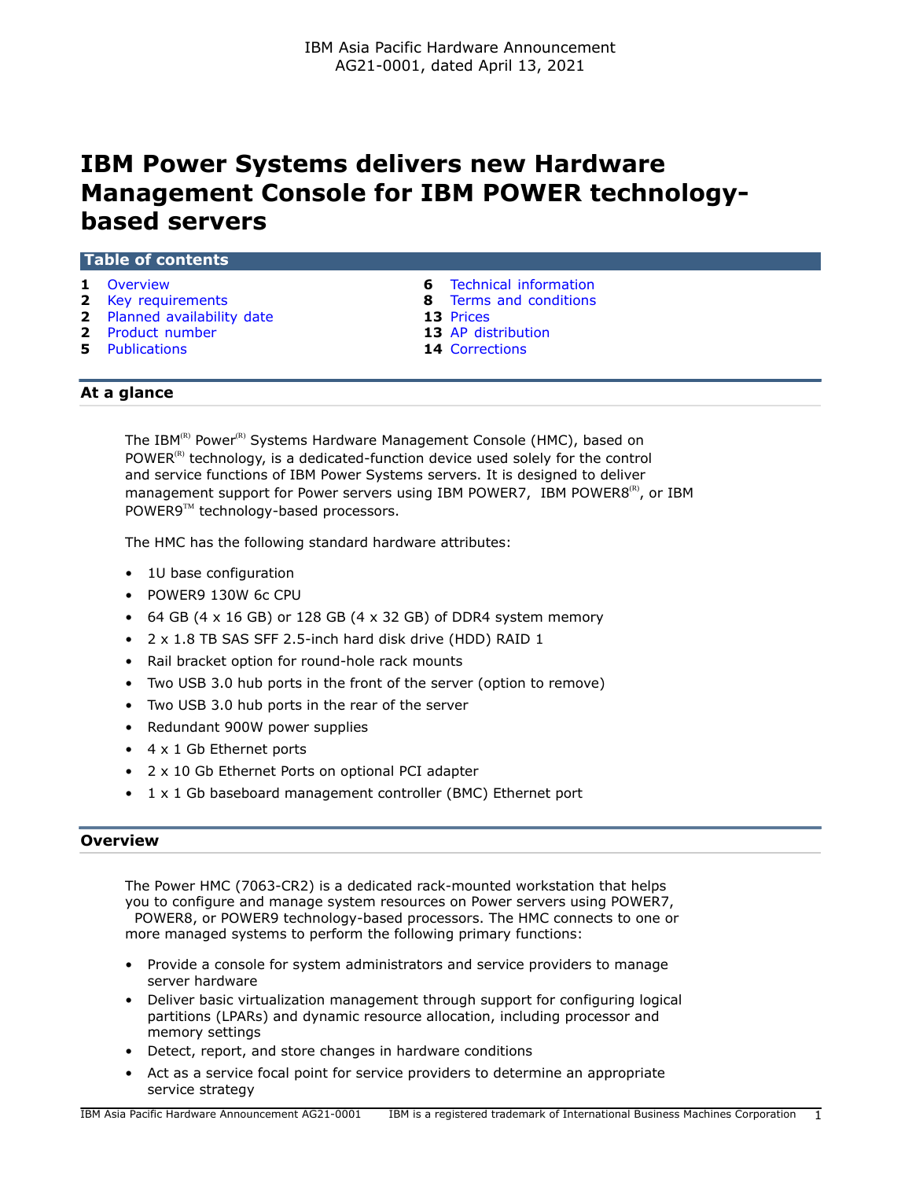IBM Asia Pacific Hardware Announcement
AG21-0001, dated April 13, 2021

# IBM Power Systems delivers new Hardware Management Console for IBM POWER technology-based servers

## Table of contents

| | | | |
|---|---|---|---|
| **1** | Overview | **6** | Technical information |
| **2** | Key requirements | **8** | Terms and conditions |
| **2** | Planned availability date | **13** | Prices |
| **2** | Product number | **13** | AP distribution |
| **5** | Publications | **14** | Corrections |

## At a glance

The IBM(R) Power(R) Systems Hardware Management Console (HMC), based on POWER(R) technology, is a dedicated-function device used solely for the control and service functions of IBM Power Systems servers. It is designed to deliver management support for Power servers using IBM POWER7, IBM POWER8(R), or IBM POWER9(TM) technology-based processors.

The HMC has the following standard hardware attributes:

- 1U base configuration
- POWER9 130W 6c CPU
- 64 GB (4 x 16 GB) or 128 GB (4 x 32 GB) of DDR4 system memory
- 2 x 1.8 TB SAS SFF 2.5-inch hard disk drive (HDD) RAID 1
- Rail bracket option for round-hole rack mounts
- Two USB 3.0 hub ports in the front of the server (option to remove)
- Two USB 3.0 hub ports in the rear of the server
- Redundant 900W power supplies
- 4 x 1 Gb Ethernet ports
- 2 x 10 Gb Ethernet Ports on optional PCI adapter
- 1 x 1 Gb baseboard management controller (BMC) Ethernet port

## Overview

The Power HMC (7063-CR2) is a dedicated rack-mounted workstation that helps you to configure and manage system resources on Power servers using POWER7, POWER8, or POWER9 technology-based processors. The HMC connects to one or more managed systems to perform the following primary functions:

- Provide a console for system administrators and service providers to manage server hardware
- Deliver basic virtualization management through support for configuring logical partitions (LPARs) and dynamic resource allocation, including processor and memory settings
- Detect, report, and store changes in hardware conditions
- Act as a service focal point for service providers to determine an appropriate service strategy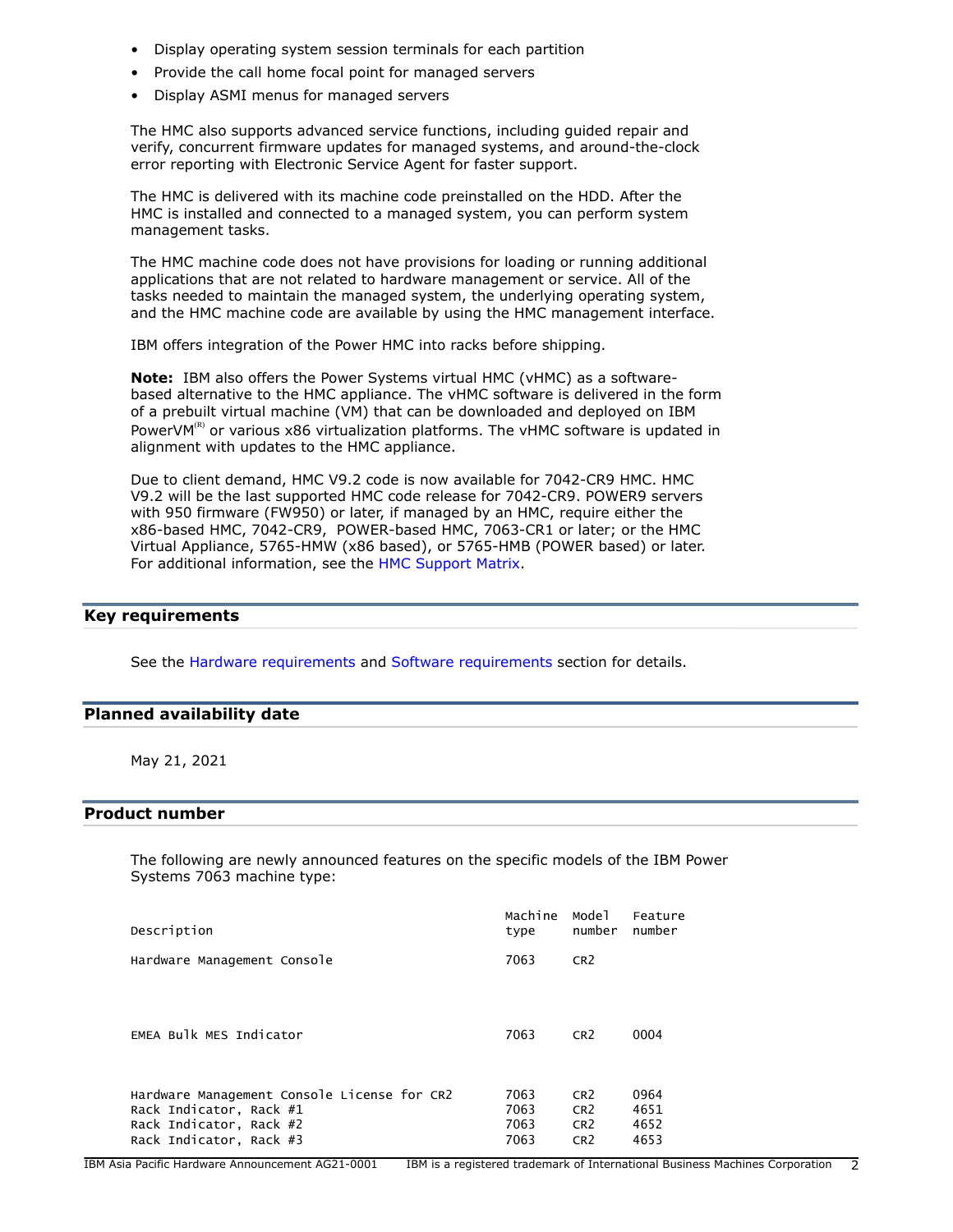- Display operating system session terminals for each partition
- Provide the call home focal point for managed servers
- Display ASMI menus for managed servers

The HMC also supports advanced service functions, including guided repair and verify, concurrent firmware updates for managed systems, and around-the-clock error reporting with Electronic Service Agent for faster support.

The HMC is delivered with its machine code preinstalled on the HDD. After the HMC is installed and connected to a managed system, you can perform system management tasks.

The HMC machine code does not have provisions for loading or running additional applications that are not related to hardware management or service. All of the tasks needed to maintain the managed system, the underlying operating system, and the HMC machine code are available by using the HMC management interface.

IBM offers integration of the Power HMC into racks before shipping.

**Note:** IBM also offers the Power Systems virtual HMC (vHMC) as a software-based alternative to the HMC appliance. The vHMC software is delivered in the form of a prebuilt virtual machine (VM) that can be downloaded and deployed on IBM PowerVM(R) or various x86 virtualization platforms. The vHMC software is updated in alignment with updates to the HMC appliance.

Due to client demand, HMC V9.2 code is now available for 7042-CR9 HMC. HMC V9.2 will be the last supported HMC code release for 7042-CR9. POWER9 servers with 950 firmware (FW950) or later, if managed by an HMC, require either the x86-based HMC, 7042-CR9, POWER-based HMC, 7063-CR1 or later; or the HMC Virtual Appliance, 5765-HMW (x86 based), or 5765-HMB (POWER based) or later. For additional information, see the HMC Support Matrix.

## Key requirements

See the Hardware requirements and Software requirements section for details.

## Planned availability date

May 21, 2021

## Product number

The following are newly announced features on the specific models of the IBM Power Systems 7063 machine type:

| Description | Machine type | Model number | Feature number |
|---|---|---|---|
| Hardware Management Console | 7063 | CR2 | |
| EMEA Bulk MES Indicator | 7063 | CR2 | 0004 |
| Hardware Management Console License for CR2 | 7063 | CR2 | 0964 |
| Rack Indicator, Rack #1 | 7063 | CR2 | 4651 |
| Rack Indicator, Rack #2 | 7063 | CR2 | 4652 |
| Rack Indicator, Rack #3 | 7063 | CR2 | 4653 |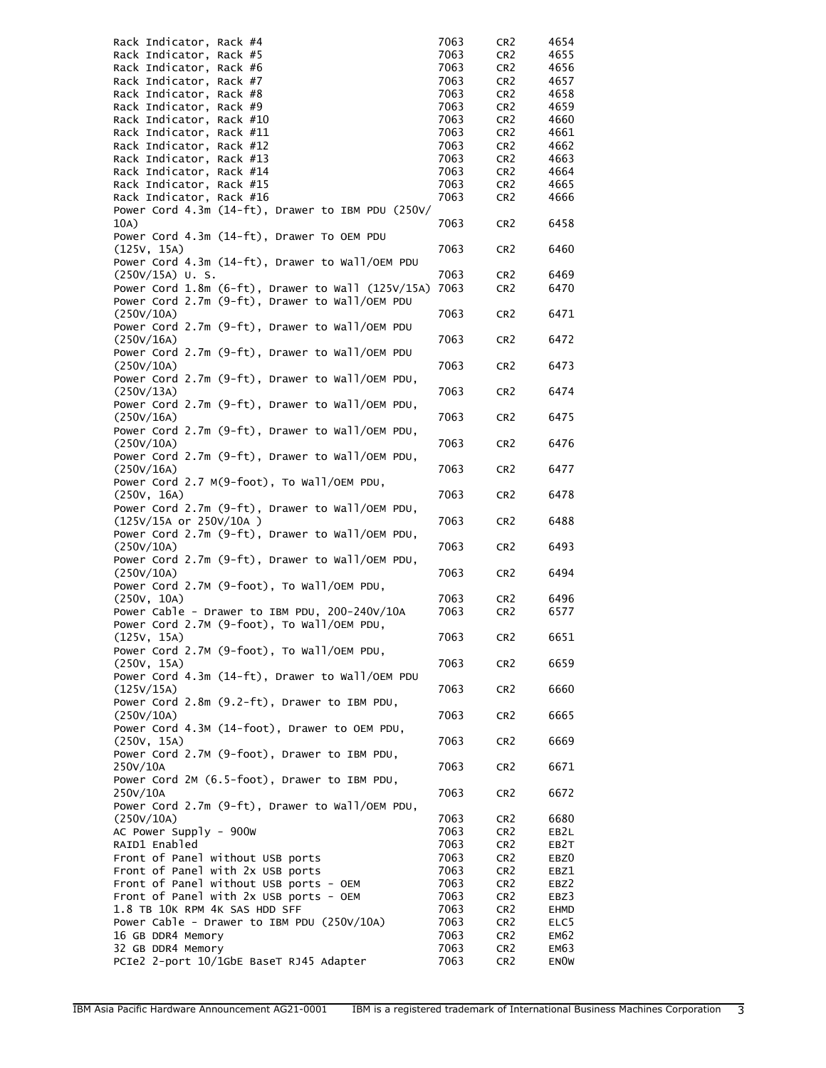| | | | |
|---|---|---|---|
| Rack Indicator, Rack #4 | 7063 | CR2 | 4654 |
| Rack Indicator, Rack #5 | 7063 | CR2 | 4655 |
| Rack Indicator, Rack #6 | 7063 | CR2 | 4656 |
| Rack Indicator, Rack #7 | 7063 | CR2 | 4657 |
| Rack Indicator, Rack #8 | 7063 | CR2 | 4658 |
| Rack Indicator, Rack #9 | 7063 | CR2 | 4659 |
| Rack Indicator, Rack #10 | 7063 | CR2 | 4660 |
| Rack Indicator, Rack #11 | 7063 | CR2 | 4661 |
| Rack Indicator, Rack #12 | 7063 | CR2 | 4662 |
| Rack Indicator, Rack #13 | 7063 | CR2 | 4663 |
| Rack Indicator, Rack #14 | 7063 | CR2 | 4664 |
| Rack Indicator, Rack #15 | 7063 | CR2 | 4665 |
| Rack Indicator, Rack #16 | 7063 | CR2 | 4666 |
| Power Cord 4.3m (14-ft), Drawer to IBM PDU (250V/10A) | 7063 | CR2 | 6458 |
| Power Cord 4.3m (14-ft), Drawer To OEM PDU (125V, 15A) | 7063 | CR2 | 6460 |
| Power Cord 4.3m (14-ft), Drawer to Wall/OEM PDU (250V/15A) U. S. | 7063 | CR2 | 6469 |
| Power Cord 1.8m (6-ft), Drawer to Wall (125V/15A) | 7063 | CR2 | 6470 |
| Power Cord 2.7m (9-ft), Drawer to Wall/OEM PDU (250V/10A) | 7063 | CR2 | 6471 |
| Power Cord 2.7m (9-ft), Drawer to Wall/OEM PDU (250V/16A) | 7063 | CR2 | 6472 |
| Power Cord 2.7m (9-ft), Drawer to Wall/OEM PDU (250V/10A) | 7063 | CR2 | 6473 |
| Power Cord 2.7m (9-ft), Drawer to Wall/OEM PDU, (250V/13A) | 7063 | CR2 | 6474 |
| Power Cord 2.7m (9-ft), Drawer to Wall/OEM PDU, (250V/16A) | 7063 | CR2 | 6475 |
| Power Cord 2.7m (9-ft), Drawer to Wall/OEM PDU, (250V/10A) | 7063 | CR2 | 6476 |
| Power Cord 2.7m (9-ft), Drawer to Wall/OEM PDU, (250V/16A) | 7063 | CR2 | 6477 |
| Power Cord 2.7 M(9-foot), To Wall/OEM PDU, (250V, 16A) | 7063 | CR2 | 6478 |
| Power Cord 2.7m (9-ft), Drawer to Wall/OEM PDU, (125V/15A or 250V/10A ) | 7063 | CR2 | 6488 |
| Power Cord 2.7m (9-ft), Drawer to Wall/OEM PDU, (250V/10A) | 7063 | CR2 | 6493 |
| Power Cord 2.7m (9-ft), Drawer to Wall/OEM PDU, (250V/10A) | 7063 | CR2 | 6494 |
| Power Cord 2.7M (9-foot), To Wall/OEM PDU, (250V, 10A) | 7063 | CR2 | 6496 |
| Power Cable - Drawer to IBM PDU, 200-240V/10A | 7063 | CR2 | 6577 |
| Power Cord 2.7M (9-foot), To Wall/OEM PDU, (125V, 15A) | 7063 | CR2 | 6651 |
| Power Cord 2.7M (9-foot), To Wall/OEM PDU, (250V, 15A) | 7063 | CR2 | 6659 |
| Power Cord 4.3m (14-ft), Drawer to Wall/OEM PDU (125V/15A) | 7063 | CR2 | 6660 |
| Power Cord 2.8m (9.2-ft), Drawer to IBM PDU, (250V/10A) | 7063 | CR2 | 6665 |
| Power Cord 4.3M (14-foot), Drawer to OEM PDU, (250V, 15A) | 7063 | CR2 | 6669 |
| Power Cord 2.7M (9-foot), Drawer to IBM PDU, 250V/10A | 7063 | CR2 | 6671 |
| Power Cord 2M (6.5-foot), Drawer to IBM PDU, 250V/10A | 7063 | CR2 | 6672 |
| Power Cord 2.7m (9-ft), Drawer to Wall/OEM PDU, (250V/10A) | 7063 | CR2 | 6680 |
| AC Power Supply - 900W | 7063 | CR2 | EB2L |
| RAID1 Enabled | 7063 | CR2 | EB2T |
| Front of Panel without USB ports | 7063 | CR2 | EBZ0 |
| Front of Panel with 2x USB ports | 7063 | CR2 | EBZ1 |
| Front of Panel without USB ports - OEM | 7063 | CR2 | EBZ2 |
| Front of Panel with 2x USB ports - OEM | 7063 | CR2 | EBZ3 |
| 1.8 TB 10K RPM 4K SAS HDD SFF | 7063 | CR2 | EHMD |
| Power Cable - Drawer to IBM PDU (250V/10A) | 7063 | CR2 | ELC5 |
| 16 GB DDR4 Memory | 7063 | CR2 | EM62 |
| 32 GB DDR4 Memory | 7063 | CR2 | EM63 |
| PCIe2 2-port 10/1GbE BaseT RJ45 Adapter | 7063 | CR2 | EN0W |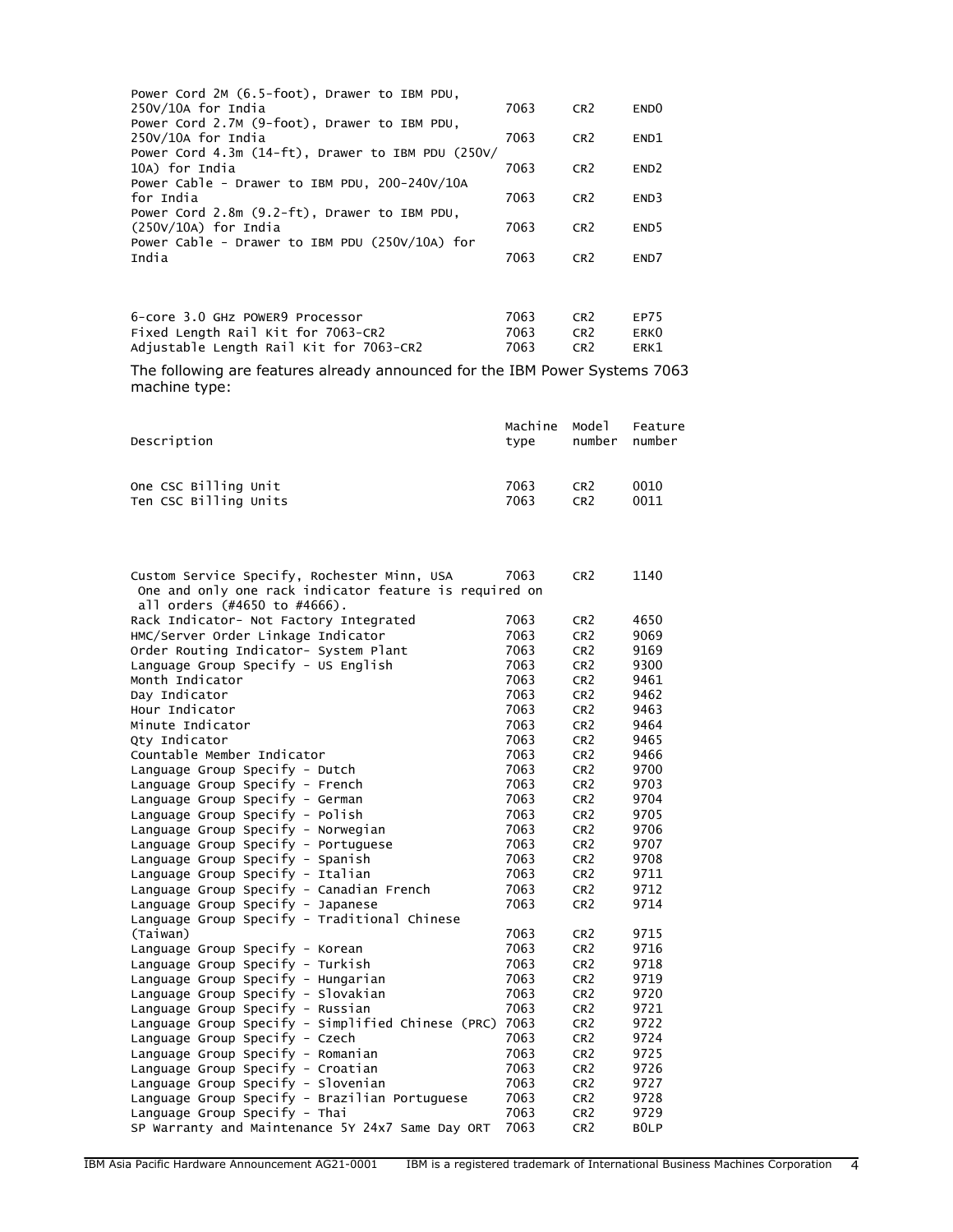| Description | Machine type | Model number | Feature number |
|---|---|---|---|
| Power Cord 2M (6.5-foot), Drawer to IBM PDU, 250V/10A for India | 7063 | CR2 | END0 |
| Power Cord 2.7M (9-foot), Drawer to IBM PDU, 250V/10A for India | 7063 | CR2 | END1 |
| Power Cord 4.3m (14-ft), Drawer to IBM PDU (250V/10A) for India | 7063 | CR2 | END2 |
| Power Cable - Drawer to IBM PDU, 200-240V/10A for India | 7063 | CR2 | END3 |
| Power Cord 2.8m (9.2-ft), Drawer to IBM PDU, (250V/10A) for India | 7063 | CR2 | END5 |
| Power Cable - Drawer to IBM PDU (250V/10A) for India | 7063 | CR2 | END7 |
| | | | |
| 6-core 3.0 GHz POWER9 Processor | 7063 | CR2 | EP75 |
| Fixed Length Rail Kit for 7063-CR2 | 7063 | CR2 | ERK0 |
| Adjustable Length Rail Kit for 7063-CR2 | 7063 | CR2 | ERK1 |

The following are features already announced for the IBM Power Systems 7063 machine type:

| Description | Machine type | Model number | Feature number |
|---|---|---|---|
| One CSC Billing Unit | 7063 | CR2 | 0010 |
| Ten CSC Billing Units | 7063 | CR2 | 0011 |
| | | | |
| Custom Service Specify, Rochester Minn, USA | 7063 | CR2 | 1140 |
| One and only one rack indicator feature is required on all orders (#4650 to #4666). | | | |
| Rack Indicator- Not Factory Integrated | 7063 | CR2 | 4650 |
| HMC/Server Order Linkage Indicator | 7063 | CR2 | 9069 |
| Order Routing Indicator- System Plant | 7063 | CR2 | 9169 |
| Language Group Specify - US English | 7063 | CR2 | 9300 |
| Month Indicator | 7063 | CR2 | 9461 |
| Day Indicator | 7063 | CR2 | 9462 |
| Hour Indicator | 7063 | CR2 | 9463 |
| Minute Indicator | 7063 | CR2 | 9464 |
| Qty Indicator | 7063 | CR2 | 9465 |
| Countable Member Indicator | 7063 | CR2 | 9466 |
| Language Group Specify - Dutch | 7063 | CR2 | 9700 |
| Language Group Specify - French | 7063 | CR2 | 9703 |
| Language Group Specify - German | 7063 | CR2 | 9704 |
| Language Group Specify - Polish | 7063 | CR2 | 9705 |
| Language Group Specify - Norwegian | 7063 | CR2 | 9706 |
| Language Group Specify - Portuguese | 7063 | CR2 | 9707 |
| Language Group Specify - Spanish | 7063 | CR2 | 9708 |
| Language Group Specify - Italian | 7063 | CR2 | 9711 |
| Language Group Specify - Canadian French | 7063 | CR2 | 9712 |
| Language Group Specify - Japanese | 7063 | CR2 | 9714 |
| Language Group Specify - Traditional Chinese (Taiwan) | 7063 | CR2 | 9715 |
| Language Group Specify - Korean | 7063 | CR2 | 9716 |
| Language Group Specify - Turkish | 7063 | CR2 | 9718 |
| Language Group Specify - Hungarian | 7063 | CR2 | 9719 |
| Language Group Specify - Slovakian | 7063 | CR2 | 9720 |
| Language Group Specify - Russian | 7063 | CR2 | 9721 |
| Language Group Specify - Simplified Chinese (PRC) | 7063 | CR2 | 9722 |
| Language Group Specify - Czech | 7063 | CR2 | 9724 |
| Language Group Specify - Romanian | 7063 | CR2 | 9725 |
| Language Group Specify - Croatian | 7063 | CR2 | 9726 |
| Language Group Specify - Slovenian | 7063 | CR2 | 9727 |
| Language Group Specify - Brazilian Portuguese | 7063 | CR2 | 9728 |
| Language Group Specify - Thai | 7063 | CR2 | 9729 |
| SP Warranty and Maintenance 5Y 24x7 Same Day ORT | 7063 | CR2 | B0LP |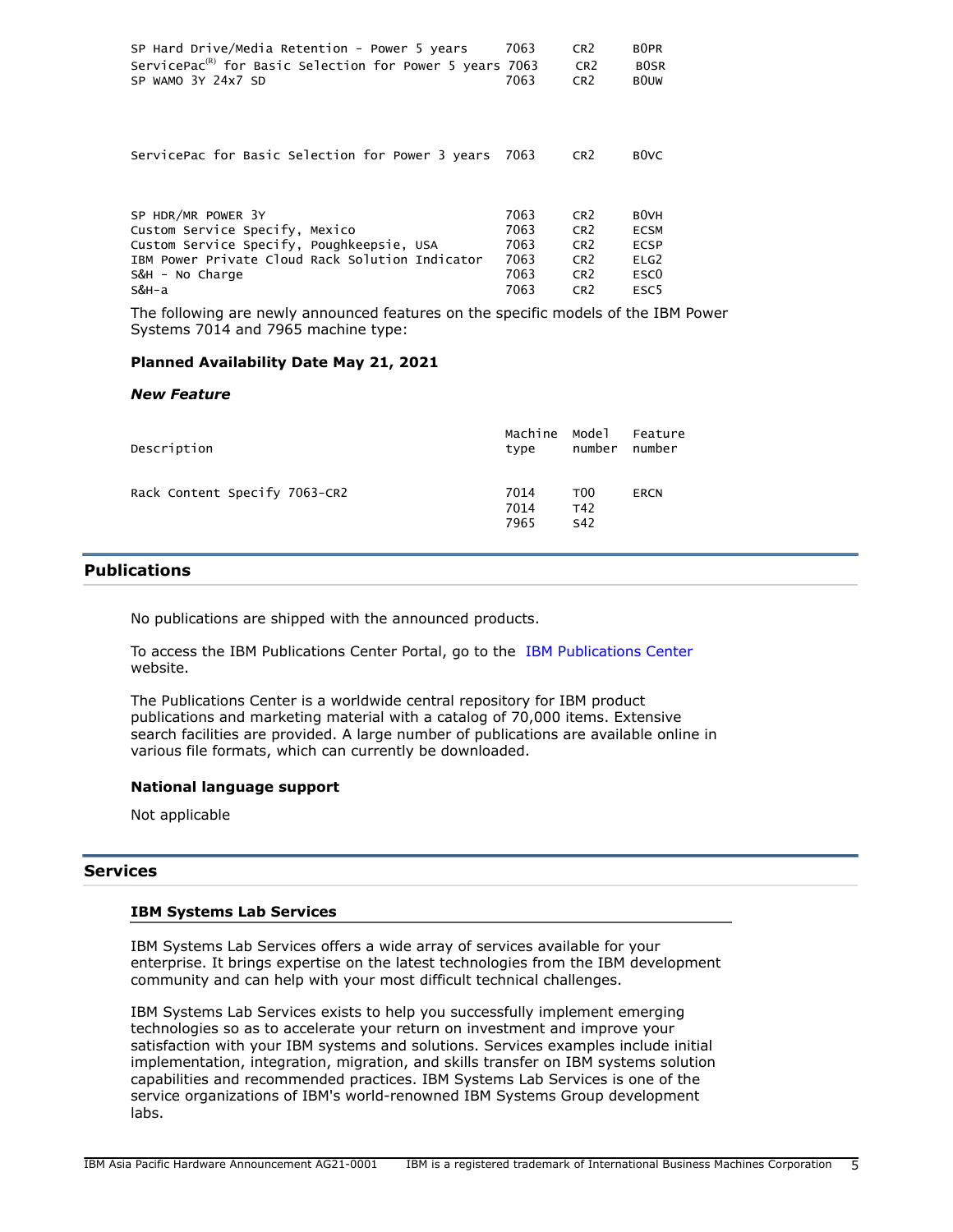| | | | |
|---|---|---|---|
| SP Hard Drive/Media Retention - Power 5 years | 7063 | CR2 | B0PR |
| ServicePac(R) for Basic Selection for Power 5 years | 7063 | CR2 | B0SR |
| SP WAMO 3Y 24x7 SD | 7063 | CR2 | B0UW |
| ServicePac for Basic Selection for Power 3 years | 7063 | CR2 | B0VC |
| SP HDR/MR POWER 3Y | 7063 | CR2 | B0VH |
| Custom Service Specify, Mexico | 7063 | CR2 | ECSM |
| Custom Service Specify, Poughkeepsie, USA | 7063 | CR2 | ECSP |
| IBM Power Private Cloud Rack Solution Indicator | 7063 | CR2 | ELG2 |
| S&H - No Charge | 7063 | CR2 | ESC0 |
| S&H-a | 7063 | CR2 | ESC5 |

The following are newly announced features on the specific models of the IBM Power Systems 7014 and 7965 machine type:

**Planned Availability Date May 21, 2021**

***New Feature***

| Description | Machine type | Model number | Feature number |
|---|---|---|---|
| Rack Content Specify 7063-CR2 | 7014 | T00 | ERCN |
| | 7014 | T42 | |
| | 7965 | S42 | |

## Publications

No publications are shipped with the announced products.

To access the IBM Publications Center Portal, go to the IBM Publications Center website.

The Publications Center is a worldwide central repository for IBM product publications and marketing material with a catalog of 70,000 items. Extensive search facilities are provided. A large number of publications are available online in various file formats, which can currently be downloaded.

**National language support**

Not applicable

## Services

### IBM Systems Lab Services

IBM Systems Lab Services offers a wide array of services available for your enterprise. It brings expertise on the latest technologies from the IBM development community and can help with your most difficult technical challenges.

IBM Systems Lab Services exists to help you successfully implement emerging technologies so as to accelerate your return on investment and improve your satisfaction with your IBM systems and solutions. Services examples include initial implementation, integration, migration, and skills transfer on IBM systems solution capabilities and recommended practices. IBM Systems Lab Services is one of the service organizations of IBM's world-renowned IBM Systems Group development labs.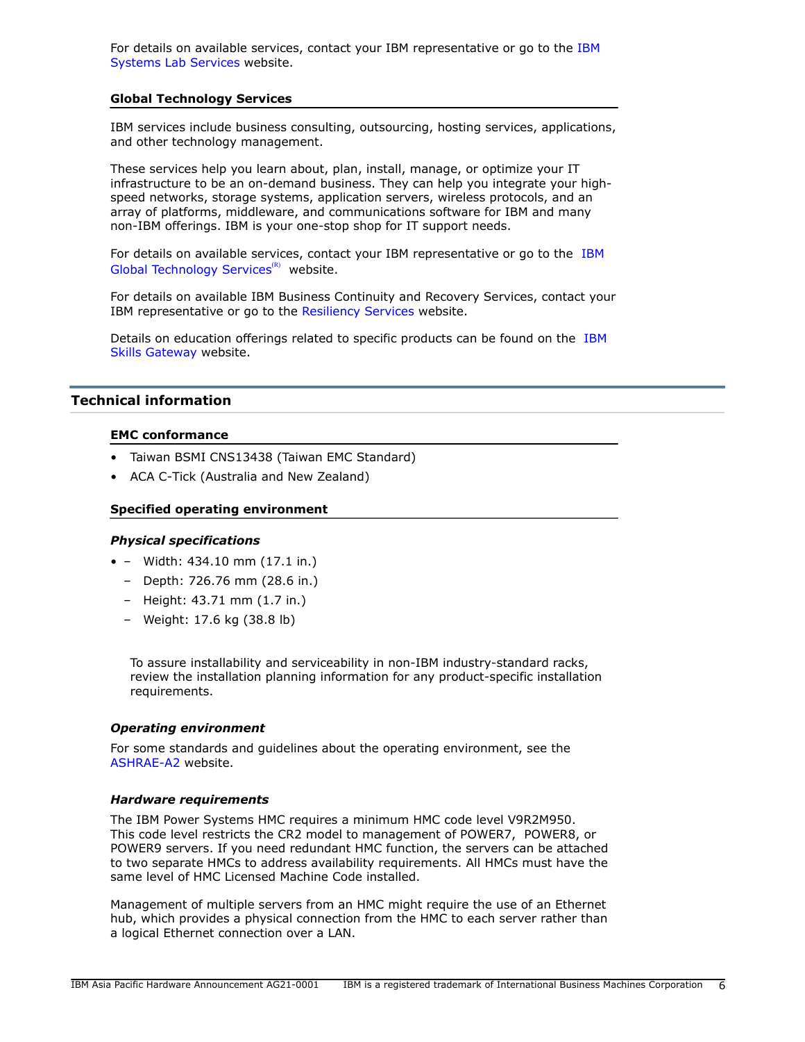For details on available services, contact your IBM representative or go to the IBM Systems Lab Services website.

### Global Technology Services

IBM services include business consulting, outsourcing, hosting services, applications, and other technology management.

These services help you learn about, plan, install, manage, or optimize your IT infrastructure to be an on-demand business. They can help you integrate your high-speed networks, storage systems, application servers, wireless protocols, and an array of platforms, middleware, and communications software for IBM and many non-IBM offerings. IBM is your one-stop shop for IT support needs.

For details on available services, contact your IBM representative or go to the IBM Global Technology Services(R) website.

For details on available IBM Business Continuity and Recovery Services, contact your IBM representative or go to the Resiliency Services website.

Details on education offerings related to specific products can be found on the IBM Skills Gateway website.

## Technical information

### EMC conformance

- Taiwan BSMI CNS13438 (Taiwan EMC Standard)
- ACA C-Tick (Australia and New Zealand)

### Specified operating environment

#### *Physical specifications*

- – Width: 434.10 mm (17.1 in.)
  - Depth: 726.76 mm (28.6 in.)
  - Height: 43.71 mm (1.7 in.)
  - Weight: 17.6 kg (38.8 lb)

  To assure installability and serviceability in non-IBM industry-standard racks, review the installation planning information for any product-specific installation requirements.

#### *Operating environment*

For some standards and guidelines about the operating environment, see the ASHRAE-A2 website.

#### *Hardware requirements*

The IBM Power Systems HMC requires a minimum HMC code level V9R2M950. This code level restricts the CR2 model to management of POWER7, POWER8, or POWER9 servers. If you need redundant HMC function, the servers can be attached to two separate HMCs to address availability requirements. All HMCs must have the same level of HMC Licensed Machine Code installed.

Management of multiple servers from an HMC might require the use of an Ethernet hub, which provides a physical connection from the HMC to each server rather than a logical Ethernet connection over a LAN.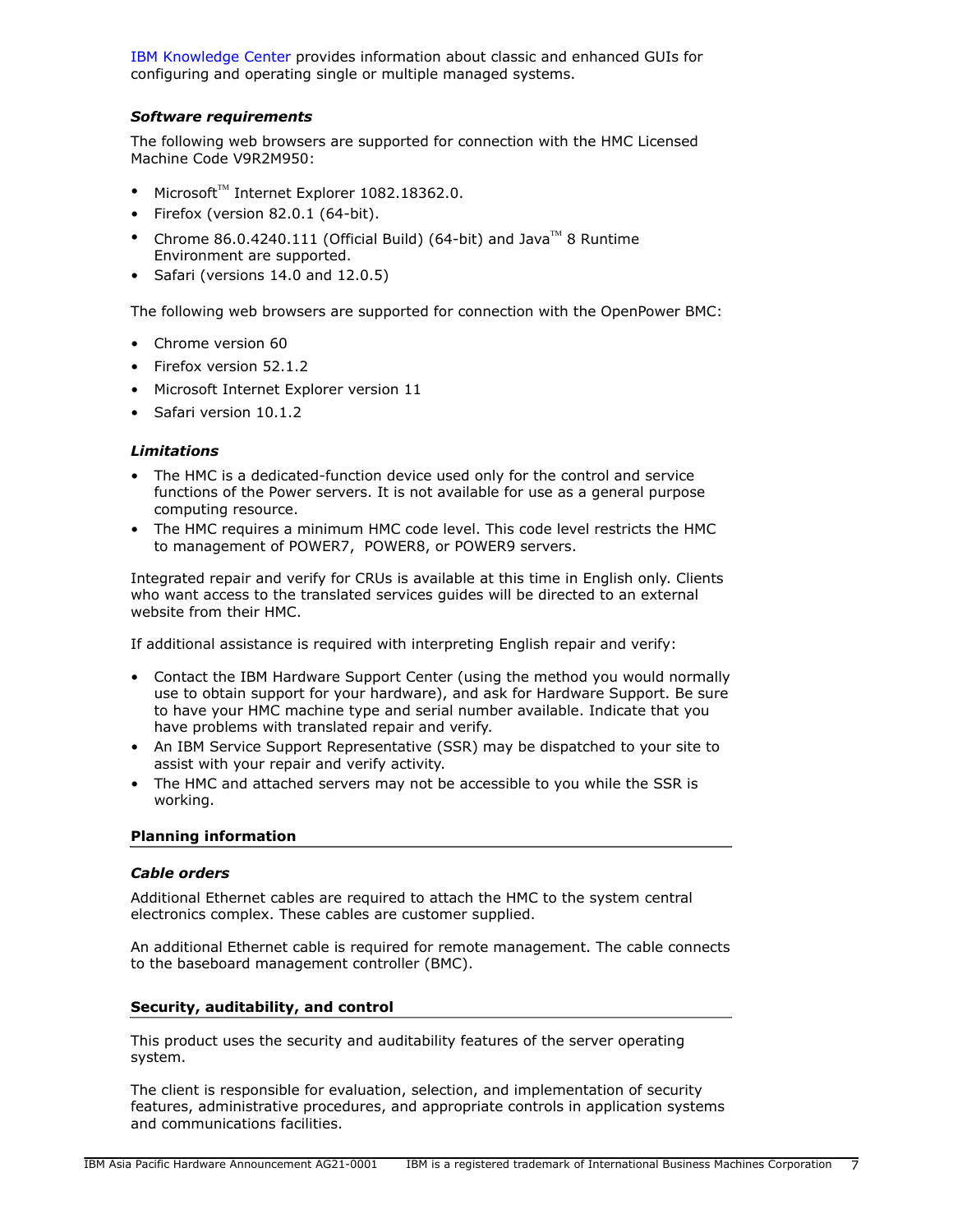IBM Knowledge Center provides information about classic and enhanced GUIs for configuring and operating single or multiple managed systems.

### *Software requirements*

The following web browsers are supported for connection with the HMC Licensed Machine Code V9R2M950:

- Microsoft™ Internet Explorer 1082.18362.0.
- Firefox (version 82.0.1 (64-bit).
- Chrome 86.0.4240.111 (Official Build) (64-bit) and Java™ 8 Runtime Environment are supported.
- Safari (versions 14.0 and 12.0.5)

The following web browsers are supported for connection with the OpenPower BMC:

- Chrome version 60
- Firefox version 52.1.2
- Microsoft Internet Explorer version 11
- Safari version 10.1.2

### *Limitations*

- The HMC is a dedicated-function device used only for the control and service functions of the Power servers. It is not available for use as a general purpose computing resource.
- The HMC requires a minimum HMC code level. This code level restricts the HMC to management of POWER7, POWER8, or POWER9 servers.

Integrated repair and verify for CRUs is available at this time in English only. Clients who want access to the translated services guides will be directed to an external website from their HMC.

If additional assistance is required with interpreting English repair and verify:

- Contact the IBM Hardware Support Center (using the method you would normally use to obtain support for your hardware), and ask for Hardware Support. Be sure to have your HMC machine type and serial number available. Indicate that you have problems with translated repair and verify.
- An IBM Service Support Representative (SSR) may be dispatched to your site to assist with your repair and verify activity.
- The HMC and attached servers may not be accessible to you while the SSR is working.

## Planning information

### *Cable orders*

Additional Ethernet cables are required to attach the HMC to the system central electronics complex. These cables are customer supplied.

An additional Ethernet cable is required for remote management. The cable connects to the baseboard management controller (BMC).

## Security, auditability, and control

This product uses the security and auditability features of the server operating system.

The client is responsible for evaluation, selection, and implementation of security features, administrative procedures, and appropriate controls in application systems and communications facilities.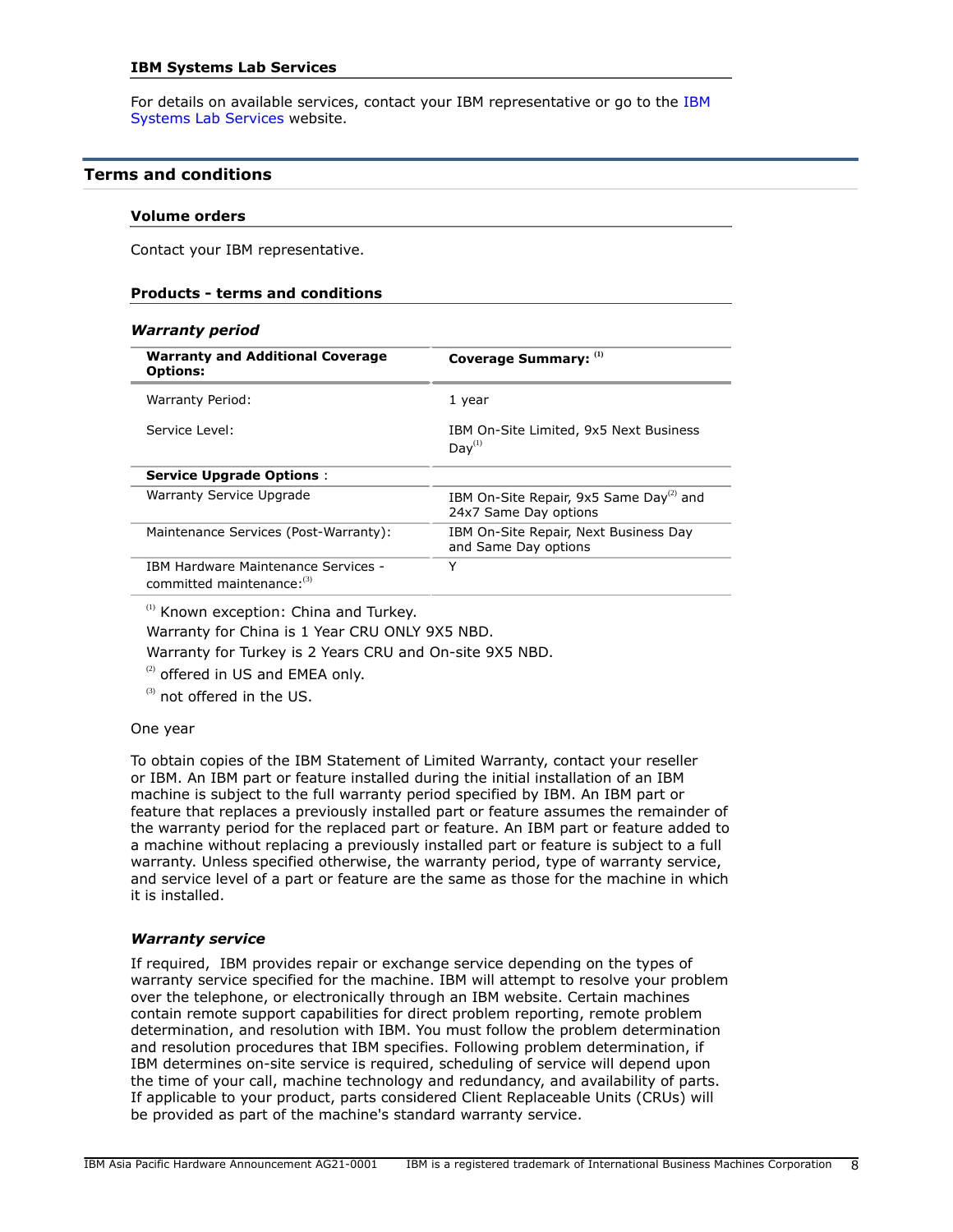### IBM Systems Lab Services

For details on available services, contact your IBM representative or go to the IBM Systems Lab Services website.

## Terms and conditions

### Volume orders

Contact your IBM representative.

### Products - terms and conditions

#### *Warranty period*

| **Warranty and Additional Coverage Options:** | **Coverage Summary:** (1) |
|---|---|
| Warranty Period: | 1 year |
| Service Level: | IBM On-Site Limited, 9x5 Next Business Day(1) |
| **Service Upgrade Options** : | |
| Warranty Service Upgrade | IBM On-Site Repair, 9x5 Same Day(2) and 24x7 Same Day options |
| Maintenance Services (Post-Warranty): | IBM On-Site Repair, Next Business Day and Same Day options |
| IBM Hardware Maintenance Services - committed maintenance:(3) | Y |

(1) Known exception: China and Turkey.

Warranty for China is 1 Year CRU ONLY 9X5 NBD.

Warranty for Turkey is 2 Years CRU and On-site 9X5 NBD.

(2) offered in US and EMEA only.

(3) not offered in the US.

One year

To obtain copies of the IBM Statement of Limited Warranty, contact your reseller or IBM. An IBM part or feature installed during the initial installation of an IBM machine is subject to the full warranty period specified by IBM. An IBM part or feature that replaces a previously installed part or feature assumes the remainder of the warranty period for the replaced part or feature. An IBM part or feature added to a machine without replacing a previously installed part or feature is subject to a full warranty. Unless specified otherwise, the warranty period, type of warranty service, and service level of a part or feature are the same as those for the machine in which it is installed.

#### *Warranty service*

If required, IBM provides repair or exchange service depending on the types of warranty service specified for the machine. IBM will attempt to resolve your problem over the telephone, or electronically through an IBM website. Certain machines contain remote support capabilities for direct problem reporting, remote problem determination, and resolution with IBM. You must follow the problem determination and resolution procedures that IBM specifies. Following problem determination, if IBM determines on-site service is required, scheduling of service will depend upon the time of your call, machine technology and redundancy, and availability of parts. If applicable to your product, parts considered Client Replaceable Units (CRUs) will be provided as part of the machine's standard warranty service.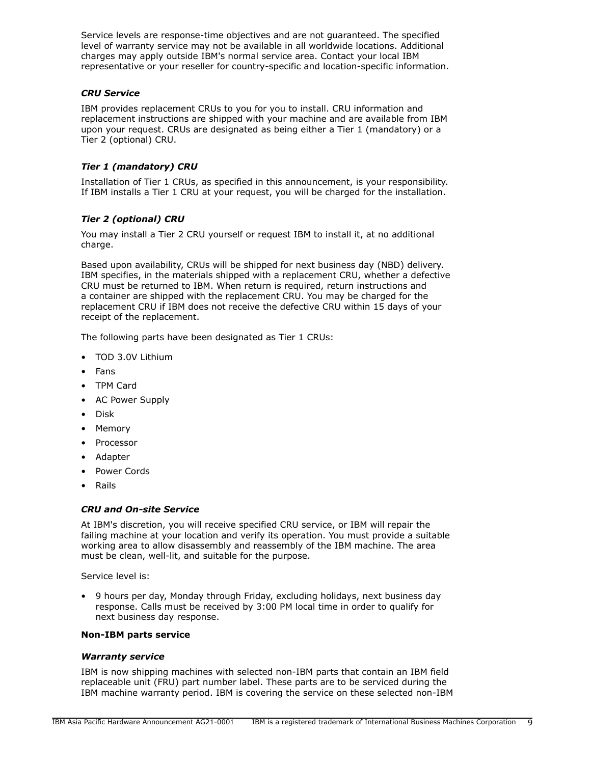Service levels are response-time objectives and are not guaranteed. The specified level of warranty service may not be available in all worldwide locations. Additional charges may apply outside IBM's normal service area. Contact your local IBM representative or your reseller for country-specific and location-specific information.

***CRU Service***

IBM provides replacement CRUs to you for you to install. CRU information and replacement instructions are shipped with your machine and are available from IBM upon your request. CRUs are designated as being either a Tier 1 (mandatory) or a Tier 2 (optional) CRU.

***Tier 1 (mandatory) CRU***

Installation of Tier 1 CRUs, as specified in this announcement, is your responsibility. If IBM installs a Tier 1 CRU at your request, you will be charged for the installation.

***Tier 2 (optional) CRU***

You may install a Tier 2 CRU yourself or request IBM to install it, at no additional charge.

Based upon availability, CRUs will be shipped for next business day (NBD) delivery. IBM specifies, in the materials shipped with a replacement CRU, whether a defective CRU must be returned to IBM. When return is required, return instructions and a container are shipped with the replacement CRU. You may be charged for the replacement CRU if IBM does not receive the defective CRU within 15 days of your receipt of the replacement.

The following parts have been designated as Tier 1 CRUs:

- TOD 3.0V Lithium
- Fans
- TPM Card
- AC Power Supply
- Disk
- Memory
- Processor
- Adapter
- Power Cords
- Rails

***CRU and On-site Service***

At IBM's discretion, you will receive specified CRU service, or IBM will repair the failing machine at your location and verify its operation. You must provide a suitable working area to allow disassembly and reassembly of the IBM machine. The area must be clean, well-lit, and suitable for the purpose.

Service level is:

- 9 hours per day, Monday through Friday, excluding holidays, next business day response. Calls must be received by 3:00 PM local time in order to qualify for next business day response.

**Non-IBM parts service**

***Warranty service***

IBM is now shipping machines with selected non-IBM parts that contain an IBM field replaceable unit (FRU) part number label. These parts are to be serviced during the IBM machine warranty period. IBM is covering the service on these selected non-IBM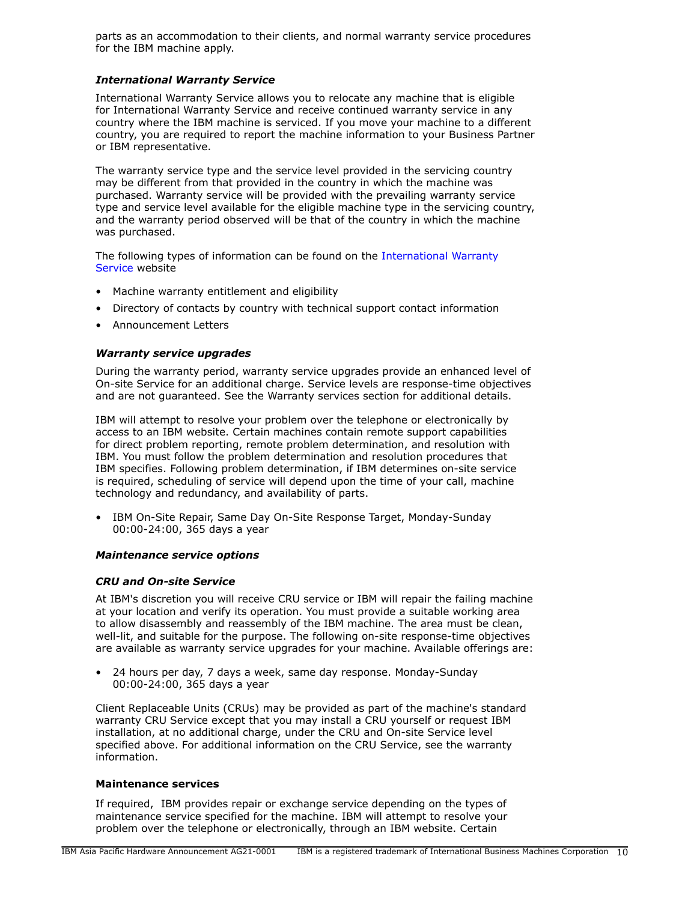parts as an accommodation to their clients, and normal warranty service procedures for the IBM machine apply.

### *International Warranty Service*

International Warranty Service allows you to relocate any machine that is eligible for International Warranty Service and receive continued warranty service in any country where the IBM machine is serviced. If you move your machine to a different country, you are required to report the machine information to your Business Partner or IBM representative.

The warranty service type and the service level provided in the servicing country may be different from that provided in the country in which the machine was purchased. Warranty service will be provided with the prevailing warranty service type and service level available for the eligible machine type in the servicing country, and the warranty period observed will be that of the country in which the machine was purchased.

The following types of information can be found on the International Warranty Service website

- Machine warranty entitlement and eligibility
- Directory of contacts by country with technical support contact information
- Announcement Letters

### *Warranty service upgrades*

During the warranty period, warranty service upgrades provide an enhanced level of On-site Service for an additional charge. Service levels are response-time objectives and are not guaranteed. See the Warranty services section for additional details.

IBM will attempt to resolve your problem over the telephone or electronically by access to an IBM website. Certain machines contain remote support capabilities for direct problem reporting, remote problem determination, and resolution with IBM. You must follow the problem determination and resolution procedures that IBM specifies. Following problem determination, if IBM determines on-site service is required, scheduling of service will depend upon the time of your call, machine technology and redundancy, and availability of parts.

- IBM On-Site Repair, Same Day On-Site Response Target, Monday-Sunday 00:00-24:00, 365 days a year

### *Maintenance service options*

### *CRU and On-site Service*

At IBM's discretion you will receive CRU service or IBM will repair the failing machine at your location and verify its operation. You must provide a suitable working area to allow disassembly and reassembly of the IBM machine. The area must be clean, well-lit, and suitable for the purpose. The following on-site response-time objectives are available as warranty service upgrades for your machine. Available offerings are:

- 24 hours per day, 7 days a week, same day response. Monday-Sunday 00:00-24:00, 365 days a year

Client Replaceable Units (CRUs) may be provided as part of the machine's standard warranty CRU Service except that you may install a CRU yourself or request IBM installation, at no additional charge, under the CRU and On-site Service level specified above. For additional information on the CRU Service, see the warranty information.

### **Maintenance services**

If required, IBM provides repair or exchange service depending on the types of maintenance service specified for the machine. IBM will attempt to resolve your problem over the telephone or electronically, through an IBM website. Certain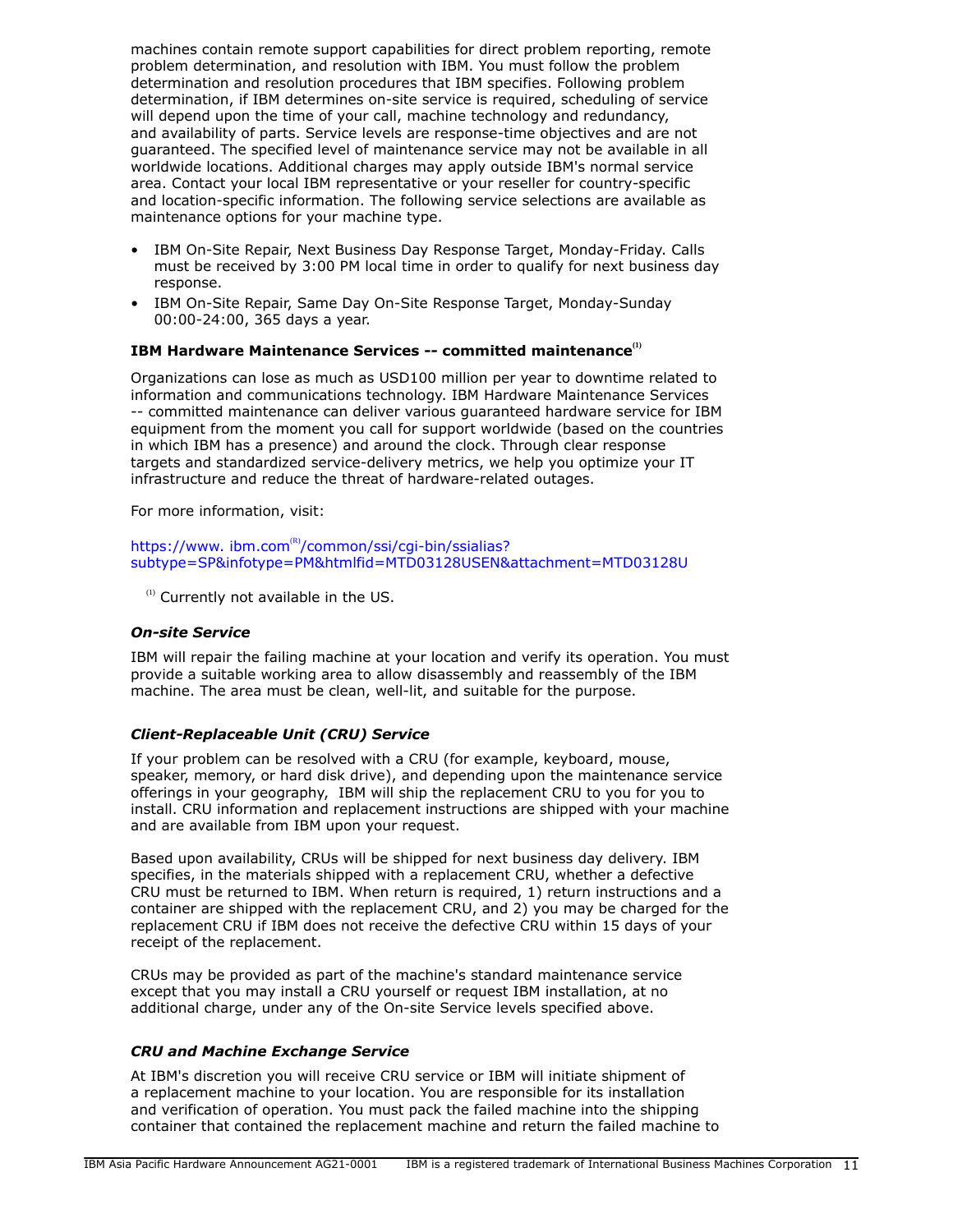machines contain remote support capabilities for direct problem reporting, remote problem determination, and resolution with IBM. You must follow the problem determination and resolution procedures that IBM specifies. Following problem determination, if IBM determines on-site service is required, scheduling of service will depend upon the time of your call, machine technology and redundancy, and availability of parts. Service levels are response-time objectives and are not guaranteed. The specified level of maintenance service may not be available in all worldwide locations. Additional charges may apply outside IBM's normal service area. Contact your local IBM representative or your reseller for country-specific and location-specific information. The following service selections are available as maintenance options for your machine type.

- IBM On-Site Repair, Next Business Day Response Target, Monday-Friday. Calls must be received by 3:00 PM local time in order to qualify for next business day response.
- IBM On-Site Repair, Same Day On-Site Response Target, Monday-Sunday 00:00-24:00, 365 days a year.

**IBM Hardware Maintenance Services -- committed maintenance**[1]

Organizations can lose as much as USD100 million per year to downtime related to information and communications technology. IBM Hardware Maintenance Services -- committed maintenance can deliver various guaranteed hardware service for IBM equipment from the moment you call for support worldwide (based on the countries in which IBM has a presence) and around the clock. Through clear response targets and standardized service-delivery metrics, we help you optimize your IT infrastructure and reduce the threat of hardware-related outages.

For more information, visit:

https://www. ibm.com[R]/common/ssi/cgi-bin/ssialias?subtype=SP&infotype=PM&htmlfid=MTD03128USEN&attachment=MTD03128U

[1] Currently not available in the US.

### *On-site Service*

IBM will repair the failing machine at your location and verify its operation. You must provide a suitable working area to allow disassembly and reassembly of the IBM machine. The area must be clean, well-lit, and suitable for the purpose.

### *Client-Replaceable Unit (CRU) Service*

If your problem can be resolved with a CRU (for example, keyboard, mouse, speaker, memory, or hard disk drive), and depending upon the maintenance service offerings in your geography, IBM will ship the replacement CRU to you for you to install. CRU information and replacement instructions are shipped with your machine and are available from IBM upon your request.

Based upon availability, CRUs will be shipped for next business day delivery. IBM specifies, in the materials shipped with a replacement CRU, whether a defective CRU must be returned to IBM. When return is required, 1) return instructions and a container are shipped with the replacement CRU, and 2) you may be charged for the replacement CRU if IBM does not receive the defective CRU within 15 days of your receipt of the replacement.

CRUs may be provided as part of the machine's standard maintenance service except that you may install a CRU yourself or request IBM installation, at no additional charge, under any of the On-site Service levels specified above.

### *CRU and Machine Exchange Service*

At IBM's discretion you will receive CRU service or IBM will initiate shipment of a replacement machine to your location. You are responsible for its installation and verification of operation. You must pack the failed machine into the shipping container that contained the replacement machine and return the failed machine to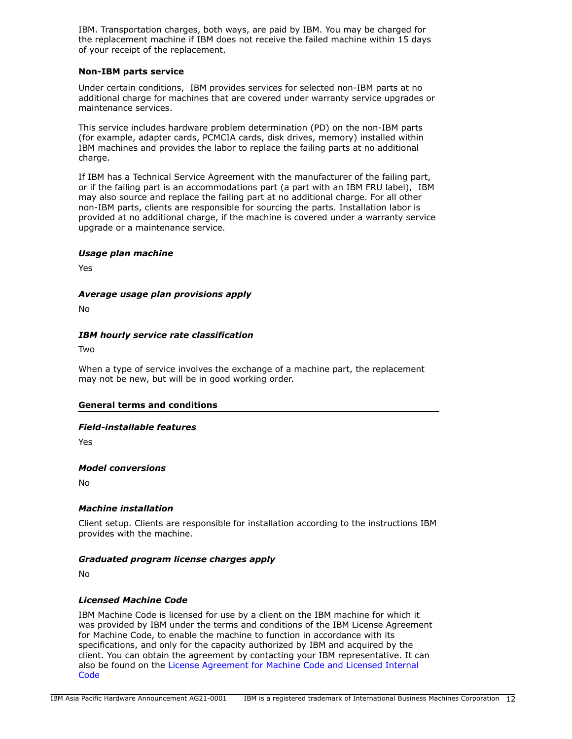IBM. Transportation charges, both ways, are paid by IBM. You may be charged for the replacement machine if IBM does not receive the failed machine within 15 days of your receipt of the replacement.

**Non-IBM parts service**

Under certain conditions, IBM provides services for selected non-IBM parts at no additional charge for machines that are covered under warranty service upgrades or maintenance services.

This service includes hardware problem determination (PD) on the non-IBM parts (for example, adapter cards, PCMCIA cards, disk drives, memory) installed within IBM machines and provides the labor to replace the failing parts at no additional charge.

If IBM has a Technical Service Agreement with the manufacturer of the failing part, or if the failing part is an accommodations part (a part with an IBM FRU label), IBM may also source and replace the failing part at no additional charge. For all other non-IBM parts, clients are responsible for sourcing the parts. Installation labor is provided at no additional charge, if the machine is covered under a warranty service upgrade or a maintenance service.

***Usage plan machine***

Yes

***Average usage plan provisions apply***

No

***IBM hourly service rate classification***

Two

When a type of service involves the exchange of a machine part, the replacement may not be new, but will be in good working order.

## General terms and conditions

***Field-installable features***

Yes

***Model conversions***

No

***Machine installation***

Client setup. Clients are responsible for installation according to the instructions IBM provides with the machine.

***Graduated program license charges apply***

No

***Licensed Machine Code***

IBM Machine Code is licensed for use by a client on the IBM machine for which it was provided by IBM under the terms and conditions of the IBM License Agreement for Machine Code, to enable the machine to function in accordance with its specifications, and only for the capacity authorized by IBM and acquired by the client. You can obtain the agreement by contacting your IBM representative. It can also be found on the License Agreement for Machine Code and Licensed Internal Code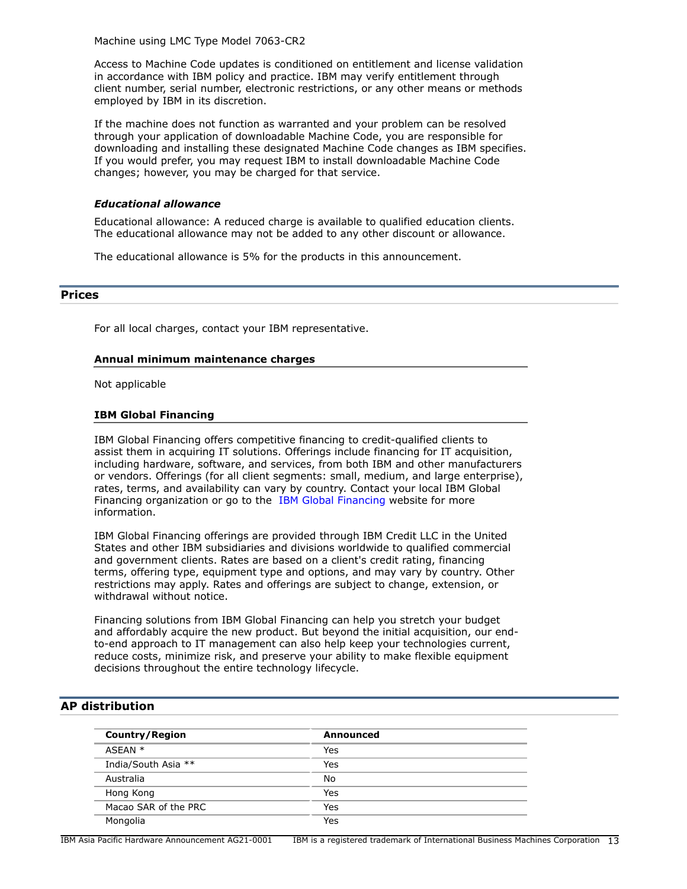Machine using LMC Type Model 7063-CR2

Access to Machine Code updates is conditioned on entitlement and license validation in accordance with IBM policy and practice. IBM may verify entitlement through client number, serial number, electronic restrictions, or any other means or methods employed by IBM in its discretion.

If the machine does not function as warranted and your problem can be resolved through your application of downloadable Machine Code, you are responsible for downloading and installing these designated Machine Code changes as IBM specifies. If you would prefer, you may request IBM to install downloadable Machine Code changes; however, you may be charged for that service.

#### *Educational allowance*

Educational allowance: A reduced charge is available to qualified education clients. The educational allowance may not be added to any other discount or allowance.

The educational allowance is 5% for the products in this announcement.

## Prices

For all local charges, contact your IBM representative.

### Annual minimum maintenance charges

Not applicable

### IBM Global Financing

IBM Global Financing offers competitive financing to credit-qualified clients to assist them in acquiring IT solutions. Offerings include financing for IT acquisition, including hardware, software, and services, from both IBM and other manufacturers or vendors. Offerings (for all client segments: small, medium, and large enterprise), rates, terms, and availability can vary by country. Contact your local IBM Global Financing organization or go to the IBM Global Financing website for more information.

IBM Global Financing offerings are provided through IBM Credit LLC in the United States and other IBM subsidiaries and divisions worldwide to qualified commercial and government clients. Rates are based on a client's credit rating, financing terms, offering type, equipment type and options, and may vary by country. Other restrictions may apply. Rates and offerings are subject to change, extension, or withdrawal without notice.

Financing solutions from IBM Global Financing can help you stretch your budget and affordably acquire the new product. But beyond the initial acquisition, our end-to-end approach to IT management can also help keep your technologies current, reduce costs, minimize risk, and preserve your ability to make flexible equipment decisions throughout the entire technology lifecycle.

## AP distribution

| Country/Region | Announced |
|---|---|
| ASEAN * | Yes |
| India/South Asia ** | Yes |
| Australia | No |
| Hong Kong | Yes |
| Macao SAR of the PRC | Yes |
| Mongolia | Yes |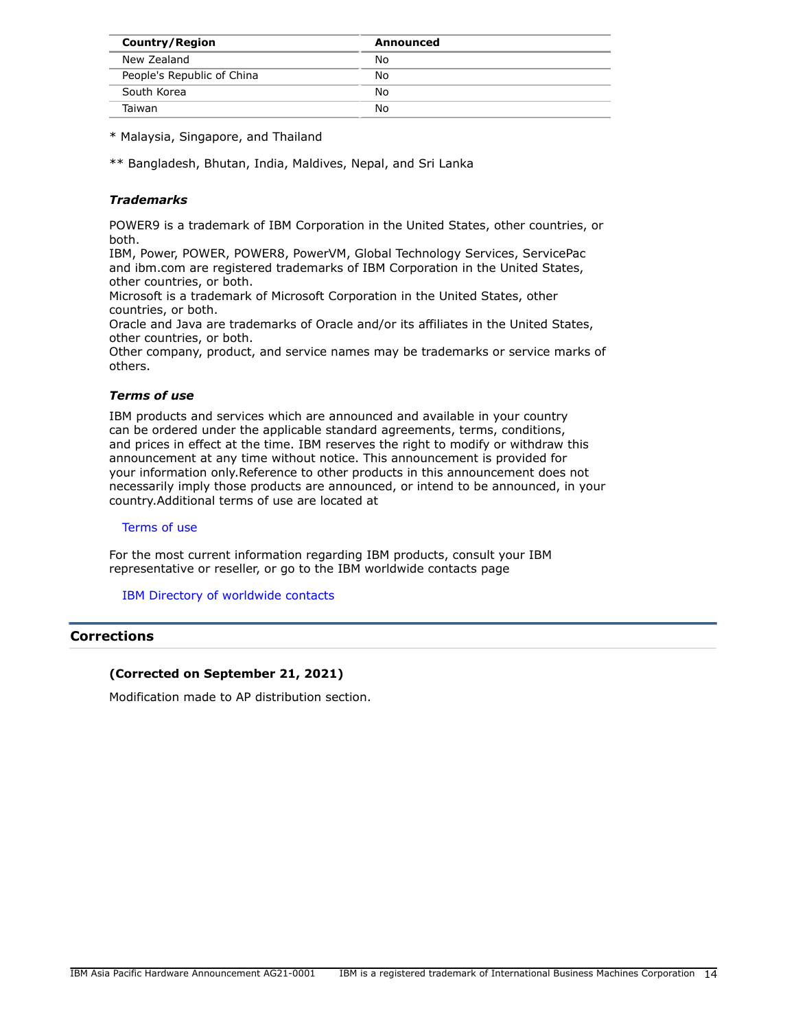| Country/Region | Announced |
| --- | --- |
| New Zealand | No |
| People's Republic of China | No |
| South Korea | No |
| Taiwan | No |

* Malaysia, Singapore, and Thailand

** Bangladesh, Bhutan, India, Maldives, Nepal, and Sri Lanka

### *Trademarks*

POWER9 is a trademark of IBM Corporation in the United States, other countries, or both.
IBM, Power, POWER, POWER8, PowerVM, Global Technology Services, ServicePac and ibm.com are registered trademarks of IBM Corporation in the United States, other countries, or both.
Microsoft is a trademark of Microsoft Corporation in the United States, other countries, or both.
Oracle and Java are trademarks of Oracle and/or its affiliates in the United States, other countries, or both.
Other company, product, and service names may be trademarks or service marks of others.

### *Terms of use*

IBM products and services which are announced and available in your country can be ordered under the applicable standard agreements, terms, conditions, and prices in effect at the time. IBM reserves the right to modify or withdraw this announcement at any time without notice. This announcement is provided for your information only.Reference to other products in this announcement does not necessarily imply those products are announced, or intend to be announced, in your country.Additional terms of use are located at

Terms of use

For the most current information regarding IBM products, consult your IBM representative or reseller, or go to the IBM worldwide contacts page

IBM Directory of worldwide contacts

## Corrections

**(Corrected on September 21, 2021)**

Modification made to AP distribution section.